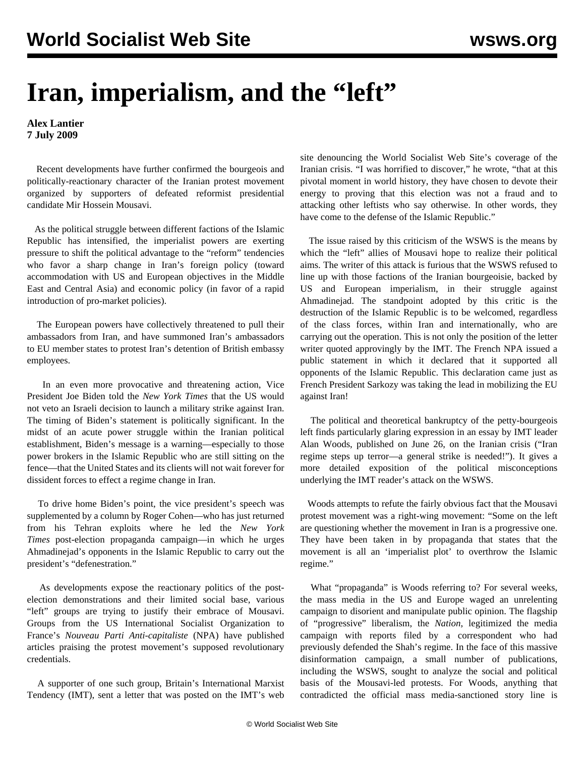# Iran, imperialism, and the "left"

**Alex Lantier**
**7 July 2009**

Recent developments have further confirmed the bourgeois and politically-reactionary character of the Iranian protest movement organized by supporters of defeated reformist presidential candidate Mir Hossein Mousavi.

As the political struggle between different factions of the Islamic Republic has intensified, the imperialist powers are exerting pressure to shift the political advantage to the "reform" tendencies who favor a sharp change in Iran's foreign policy (toward accommodation with US and European objectives in the Middle East and Central Asia) and economic policy (in favor of a rapid introduction of pro-market policies).

The European powers have collectively threatened to pull their ambassadors from Iran, and have summoned Iran's ambassadors to EU member states to protest Iran's detention of British embassy employees.

In an even more provocative and threatening action, Vice President Joe Biden told the *New York Times* that the US would not veto an Israeli decision to launch a military strike against Iran. The timing of Biden's statement is politically significant. In the midst of an acute power struggle within the Iranian political establishment, Biden's message is a warning—especially to those power brokers in the Islamic Republic who are still sitting on the fence—that the United States and its clients will not wait forever for dissident forces to effect a regime change in Iran.

To drive home Biden's point, the vice president's speech was supplemented by a column by Roger Cohen—who has just returned from his Tehran exploits where he led the *New York Times* post-election propaganda campaign—in which he urges Ahmadinejad's opponents in the Islamic Republic to carry out the president's "defenestration."

As developments expose the reactionary politics of the post-election demonstrations and their limited social base, various "left" groups are trying to justify their embrace of Mousavi. Groups from the US International Socialist Organization to France's *Nouveau Parti Anti-capitaliste* (NPA) have published articles praising the protest movement's supposed revolutionary credentials.

A supporter of one such group, Britain's International Marxist Tendency (IMT), sent a letter that was posted on the IMT's web site denouncing the World Socialist Web Site's coverage of the Iranian crisis. "I was horrified to discover," he wrote, "that at this pivotal moment in world history, they have chosen to devote their energy to proving that this election was not a fraud and to attacking other leftists who say otherwise. In other words, they have come to the defense of the Islamic Republic."

The issue raised by this criticism of the WSWS is the means by which the "left" allies of Mousavi hope to realize their political aims. The writer of this attack is furious that the WSWS refused to line up with those factions of the Iranian bourgeoisie, backed by US and European imperialism, in their struggle against Ahmadinejad. The standpoint adopted by this critic is the destruction of the Islamic Republic is to be welcomed, regardless of the class forces, within Iran and internationally, who are carrying out the operation. This is not only the position of the letter writer quoted approvingly by the IMT. The French NPA issued a public statement in which it declared that it supported all opponents of the Islamic Republic. This declaration came just as French President Sarkozy was taking the lead in mobilizing the EU against Iran!

The political and theoretical bankruptcy of the petty-bourgeois left finds particularly glaring expression in an essay by IMT leader Alan Woods, published on June 26, on the Iranian crisis ("Iran regime steps up terror—a general strike is needed!"). It gives a more detailed exposition of the political misconceptions underlying the IMT reader's attack on the WSWS.

Woods attempts to refute the fairly obvious fact that the Mousavi protest movement was a right-wing movement: "Some on the left are questioning whether the movement in Iran is a progressive one. They have been taken in by propaganda that states that the movement is all an 'imperialist plot' to overthrow the Islamic regime."

What "propaganda" is Woods referring to? For several weeks, the mass media in the US and Europe waged an unrelenting campaign to disorient and manipulate public opinion. The flagship of "progressive" liberalism, the *Nation*, legitimized the media campaign with reports filed by a correspondent who had previously defended the Shah's regime. In the face of this massive disinformation campaign, a small number of publications, including the WSWS, sought to analyze the social and political basis of the Mousavi-led protests. For Woods, anything that contradicted the official mass media-sanctioned story line is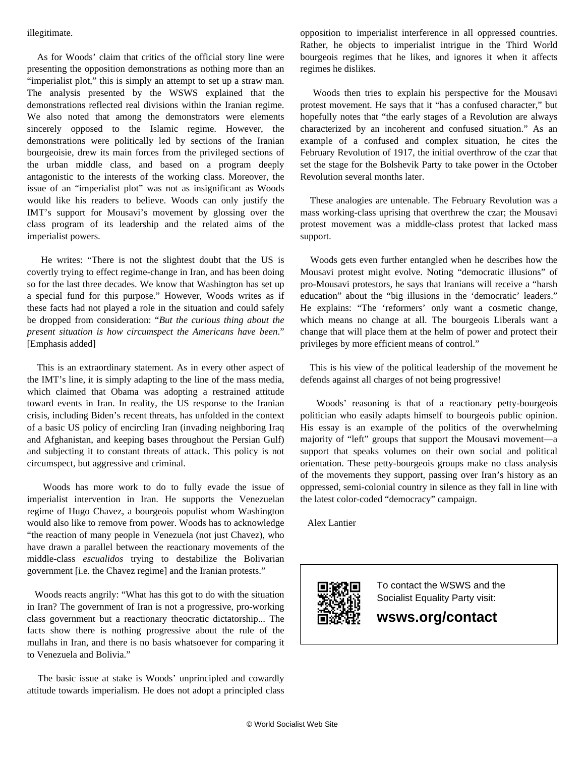illegitimate.

As for Woods' claim that critics of the official story line were presenting the opposition demonstrations as nothing more than an "imperialist plot," this is simply an attempt to set up a straw man. The analysis presented by the WSWS explained that the demonstrations reflected real divisions within the Iranian regime. We also noted that among the demonstrators were elements sincerely opposed to the Islamic regime. However, the demonstrations were politically led by sections of the Iranian bourgeoisie, drew its main forces from the privileged sections of the urban middle class, and based on a program deeply antagonistic to the interests of the working class. Moreover, the issue of an "imperialist plot" was not as insignificant as Woods would like his readers to believe. Woods can only justify the IMT's support for Mousavi's movement by glossing over the class program of its leadership and the related aims of the imperialist powers.

He writes: "There is not the slightest doubt that the US is covertly trying to effect regime-change in Iran, and has been doing so for the last three decades. We know that Washington has set up a special fund for this purpose." However, Woods writes as if these facts had not played a role in the situation and could safely be dropped from consideration: "*But the curious thing about the present situation is how circumspect the Americans have been*." [Emphasis added]

This is an extraordinary statement. As in every other aspect of the IMT's line, it is simply adapting to the line of the mass media, which claimed that Obama was adopting a restrained attitude toward events in Iran. In reality, the US response to the Iranian crisis, including Biden's recent threats, has unfolded in the context of a basic US policy of encircling Iran (invading neighboring Iraq and Afghanistan, and keeping bases throughout the Persian Gulf) and subjecting it to constant threats of attack. This policy is not circumspect, but aggressive and criminal.

Woods has more work to do to fully evade the issue of imperialist intervention in Iran. He supports the Venezuelan regime of Hugo Chavez, a bourgeois populist whom Washington would also like to remove from power. Woods has to acknowledge "the reaction of many people in Venezuela (not just Chavez), who have drawn a parallel between the reactionary movements of the middle-class *escualidos* trying to destabilize the Bolivarian government [i.e. the Chavez regime] and the Iranian protests."

Woods reacts angrily: "What has this got to do with the situation in Iran? The government of Iran is not a progressive, pro-working class government but a reactionary theocratic dictatorship... The facts show there is nothing progressive about the rule of the mullahs in Iran, and there is no basis whatsoever for comparing it to Venezuela and Bolivia."

The basic issue at stake is Woods' unprincipled and cowardly attitude towards imperialism. He does not adopt a principled class opposition to imperialist interference in all oppressed countries. Rather, he objects to imperialist intrigue in the Third World bourgeois regimes that he likes, and ignores it when it affects regimes he dislikes.

Woods then tries to explain his perspective for the Mousavi protest movement. He says that it "has a confused character," but hopefully notes that "the early stages of a Revolution are always characterized by an incoherent and confused situation." As an example of a confused and complex situation, he cites the February Revolution of 1917, the initial overthrow of the czar that set the stage for the Bolshevik Party to take power in the October Revolution several months later.

These analogies are untenable. The February Revolution was a mass working-class uprising that overthrew the czar; the Mousavi protest movement was a middle-class protest that lacked mass support.

Woods gets even further entangled when he describes how the Mousavi protest movement might evolve. Noting "democratic illusions" of pro-Mousavi protestors, he says that Iranians will receive a "harsh education" about the "big illusions in the 'democratic' leaders." He explains: "The 'reformers' only want a cosmetic change, which means no change at all. The bourgeois Liberals want a change that will place them at the helm of power and protect their privileges by more efficient means of control."

This is his view of the political leadership of the movement he defends against all charges of not being progressive!

Woods' reasoning is that of a reactionary petty-bourgeois politician who easily adapts himself to bourgeois public opinion. His essay is an example of the politics of the overwhelming majority of "left" groups that support the Mousavi movement—a support that speaks volumes on their own social and political orientation. These petty-bourgeois groups make no class analysis of the movements they support, passing over Iran's history as an oppressed, semi-colonial country in silence as they fall in line with the latest color-coded "democracy" campaign.

Alex Lantier

To contact the WSWS and the Socialist Equality Party visit:

**wsws.org/contact**